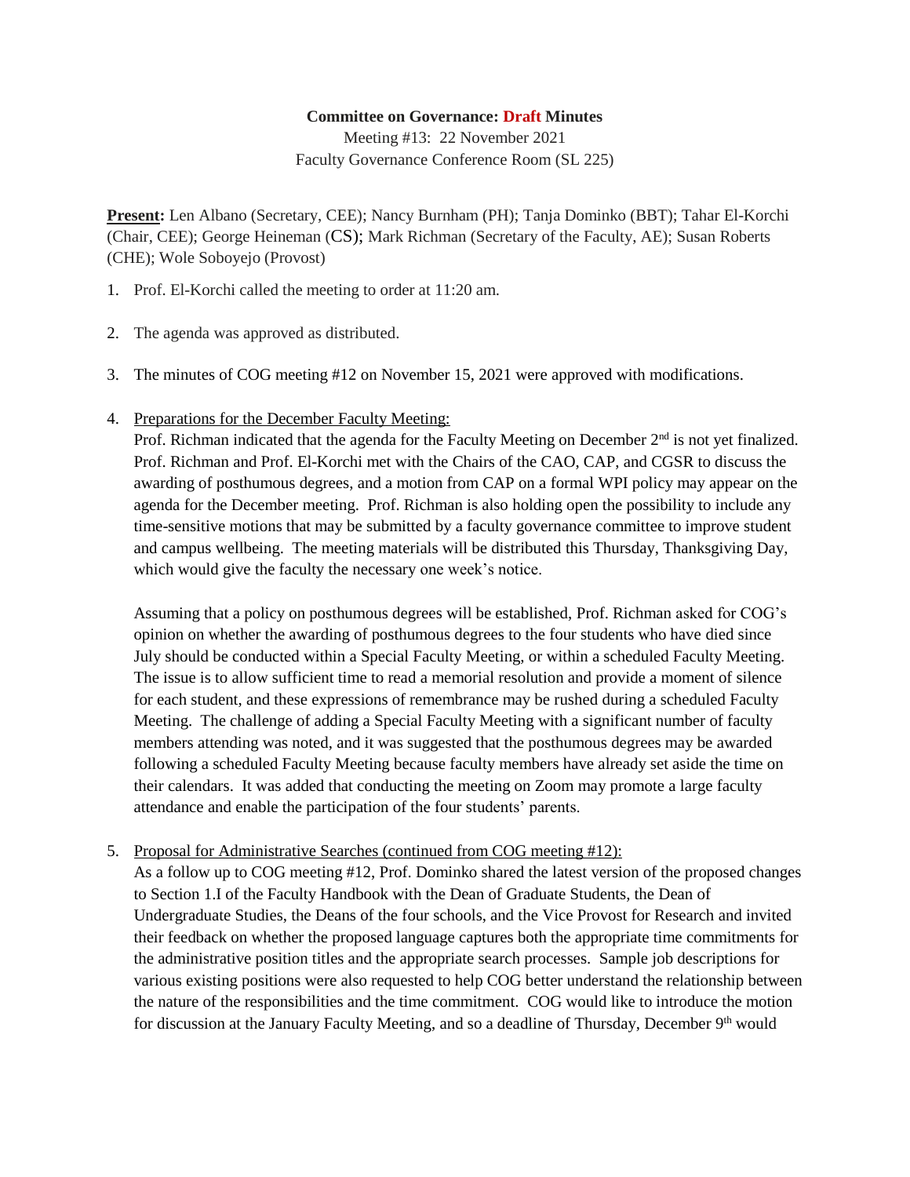**Committee on Governance: Draft Minutes**

Meeting #13: 22 November 2021

Faculty Governance Conference Room (SL 225)

**Present:** Len Albano (Secretary, CEE); Nancy Burnham (PH); Tanja Dominko (BBT); Tahar El-Korchi (Chair, CEE); George Heineman (CS); Mark Richman (Secretary of the Faculty, AE); Susan Roberts (CHE); Wole Soboyejo (Provost)

1. Prof. El-Korchi called the meeting to order at 11:20 am.

2. The agenda was approved as distributed.

3. The minutes of COG meeting #12 on November 15, 2021 were approved with modifications.

4. Preparations for the December Faculty Meeting:
   Prof. Richman indicated that the agenda for the Faculty Meeting on December 2nd is not yet finalized. Prof. Richman and Prof. El-Korchi met with the Chairs of the CAO, CAP, and CGSR to discuss the awarding of posthumous degrees, and a motion from CAP on a formal WPI policy may appear on the agenda for the December meeting. Prof. Richman is also holding open the possibility to include any time-sensitive motions that may be submitted by a faculty governance committee to improve student and campus wellbeing. The meeting materials will be distributed this Thursday, Thanksgiving Day, which would give the faculty the necessary one week's notice.

   Assuming that a policy on posthumous degrees will be established, Prof. Richman asked for COG's opinion on whether the awarding of posthumous degrees to the four students who have died since July should be conducted within a Special Faculty Meeting, or within a scheduled Faculty Meeting. The issue is to allow sufficient time to read a memorial resolution and provide a moment of silence for each student, and these expressions of remembrance may be rushed during a scheduled Faculty Meeting. The challenge of adding a Special Faculty Meeting with a significant number of faculty members attending was noted, and it was suggested that the posthumous degrees may be awarded following a scheduled Faculty Meeting because faculty members have already set aside the time on their calendars. It was added that conducting the meeting on Zoom may promote a large faculty attendance and enable the participation of the four students' parents.

5. Proposal for Administrative Searches (continued from COG meeting #12):
   As a follow up to COG meeting #12, Prof. Dominko shared the latest version of the proposed changes to Section 1.I of the Faculty Handbook with the Dean of Graduate Students, the Dean of Undergraduate Studies, the Deans of the four schools, and the Vice Provost for Research and invited their feedback on whether the proposed language captures both the appropriate time commitments for the administrative position titles and the appropriate search processes. Sample job descriptions for various existing positions were also requested to help COG better understand the relationship between the nature of the responsibilities and the time commitment. COG would like to introduce the motion for discussion at the January Faculty Meeting, and so a deadline of Thursday, December 9th would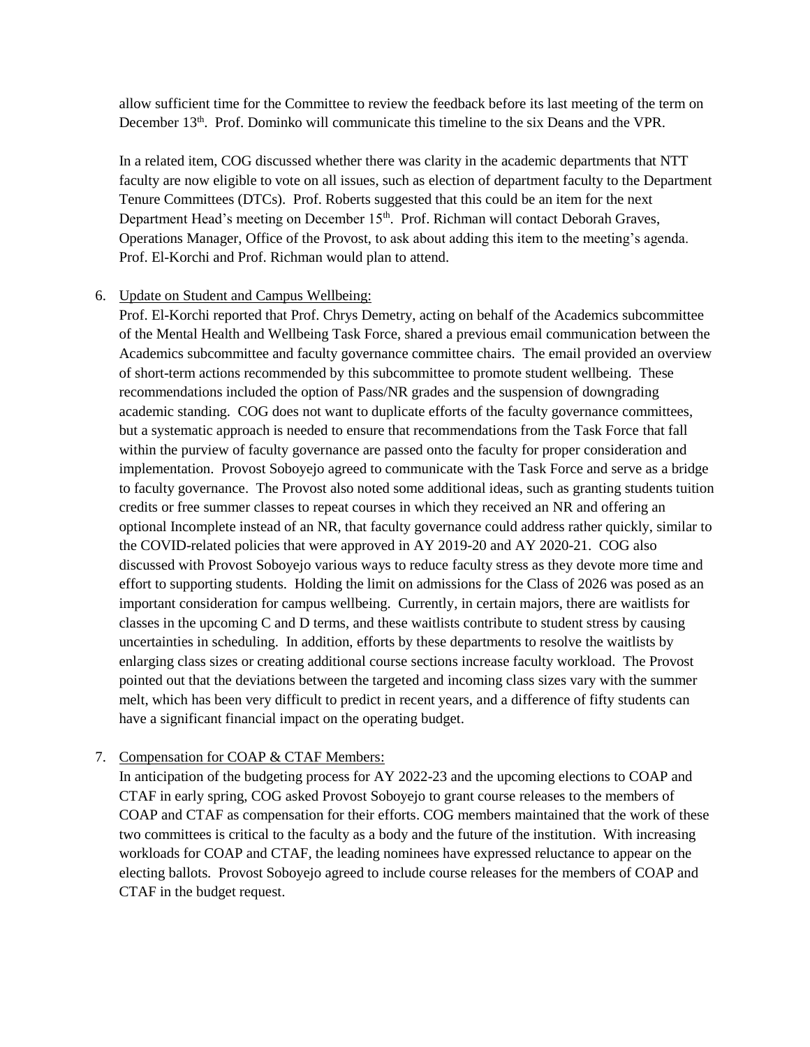allow sufficient time for the Committee to review the feedback before its last meeting of the term on December 13th. Prof. Dominko will communicate this timeline to the six Deans and the VPR.

In a related item, COG discussed whether there was clarity in the academic departments that NTT faculty are now eligible to vote on all issues, such as election of department faculty to the Department Tenure Committees (DTCs). Prof. Roberts suggested that this could be an item for the next Department Head's meeting on December 15th. Prof. Richman will contact Deborah Graves, Operations Manager, Office of the Provost, to ask about adding this item to the meeting's agenda. Prof. El-Korchi and Prof. Richman would plan to attend.

6. Update on Student and Campus Wellbeing:
   Prof. El-Korchi reported that Prof. Chrys Demetry, acting on behalf of the Academics subcommittee of the Mental Health and Wellbeing Task Force, shared a previous email communication between the Academics subcommittee and faculty governance committee chairs. The email provided an overview of short-term actions recommended by this subcommittee to promote student wellbeing. These recommendations included the option of Pass/NR grades and the suspension of downgrading academic standing. COG does not want to duplicate efforts of the faculty governance committees, but a systematic approach is needed to ensure that recommendations from the Task Force that fall within the purview of faculty governance are passed onto the faculty for proper consideration and implementation. Provost Soboyejo agreed to communicate with the Task Force and serve as a bridge to faculty governance. The Provost also noted some additional ideas, such as granting students tuition credits or free summer classes to repeat courses in which they received an NR and offering an optional Incomplete instead of an NR, that faculty governance could address rather quickly, similar to the COVID-related policies that were approved in AY 2019-20 and AY 2020-21. COG also discussed with Provost Soboyejo various ways to reduce faculty stress as they devote more time and effort to supporting students. Holding the limit on admissions for the Class of 2026 was posed as an important consideration for campus wellbeing. Currently, in certain majors, there are waitlists for classes in the upcoming C and D terms, and these waitlists contribute to student stress by causing uncertainties in scheduling. In addition, efforts by these departments to resolve the waitlists by enlarging class sizes or creating additional course sections increase faculty workload. The Provost pointed out that the deviations between the targeted and incoming class sizes vary with the summer melt, which has been very difficult to predict in recent years, and a difference of fifty students can have a significant financial impact on the operating budget.

7. Compensation for COAP & CTAF Members:
   In anticipation of the budgeting process for AY 2022-23 and the upcoming elections to COAP and CTAF in early spring, COG asked Provost Soboyejo to grant course releases to the members of COAP and CTAF as compensation for their efforts. COG members maintained that the work of these two committees is critical to the faculty as a body and the future of the institution. With increasing workloads for COAP and CTAF, the leading nominees have expressed reluctance to appear on the electing ballots. Provost Soboyejo agreed to include course releases for the members of COAP and CTAF in the budget request.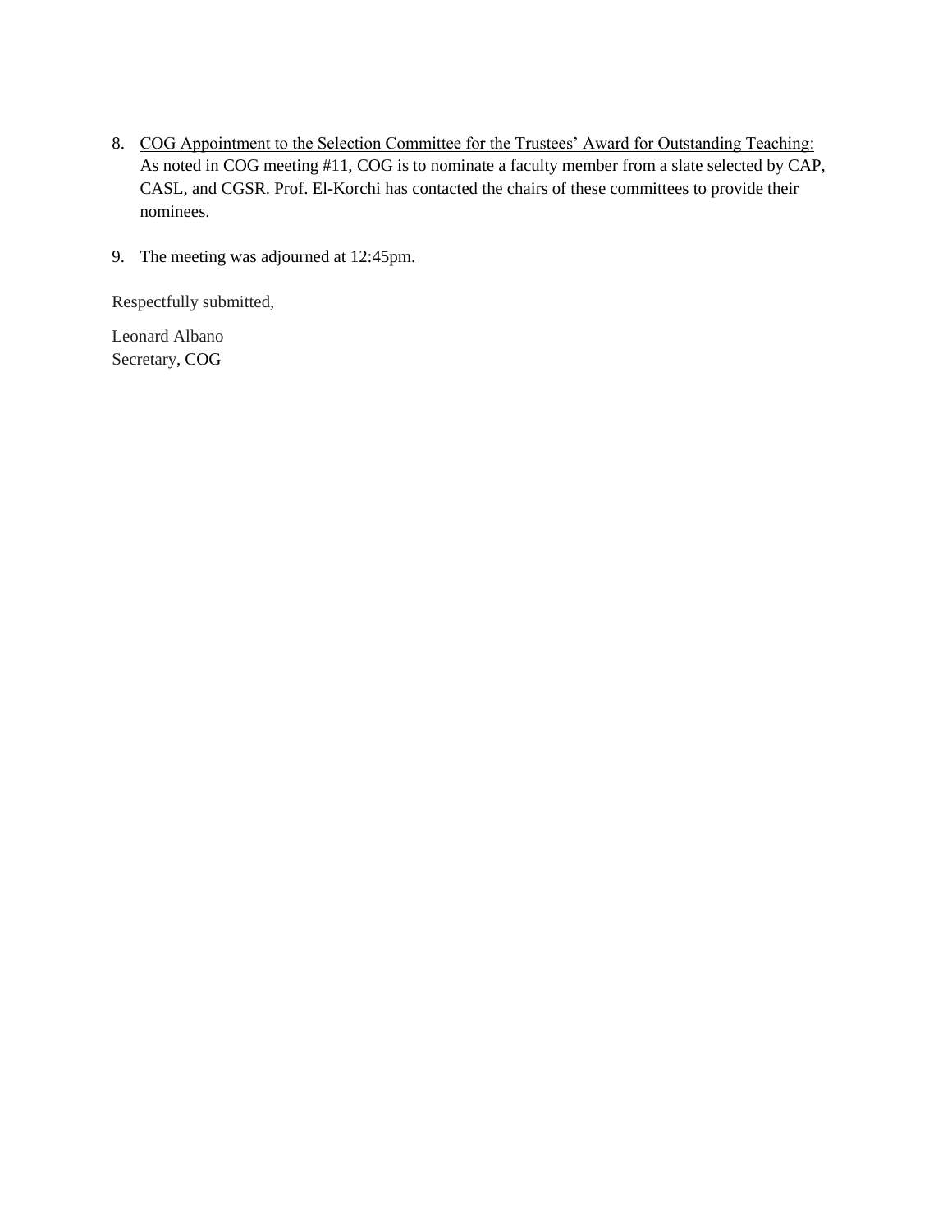8. <u>COG Appointment to the Selection Committee for the Trustees' Award for Outstanding Teaching:</u> As noted in COG meeting #11, COG is to nominate a faculty member from a slate selected by CAP, CASL, and CGSR. Prof. El-Korchi has contacted the chairs of these committees to provide their nominees.

9. The meeting was adjourned at 12:45pm.

Respectfully submitted,

Leonard Albano
Secretary, COG